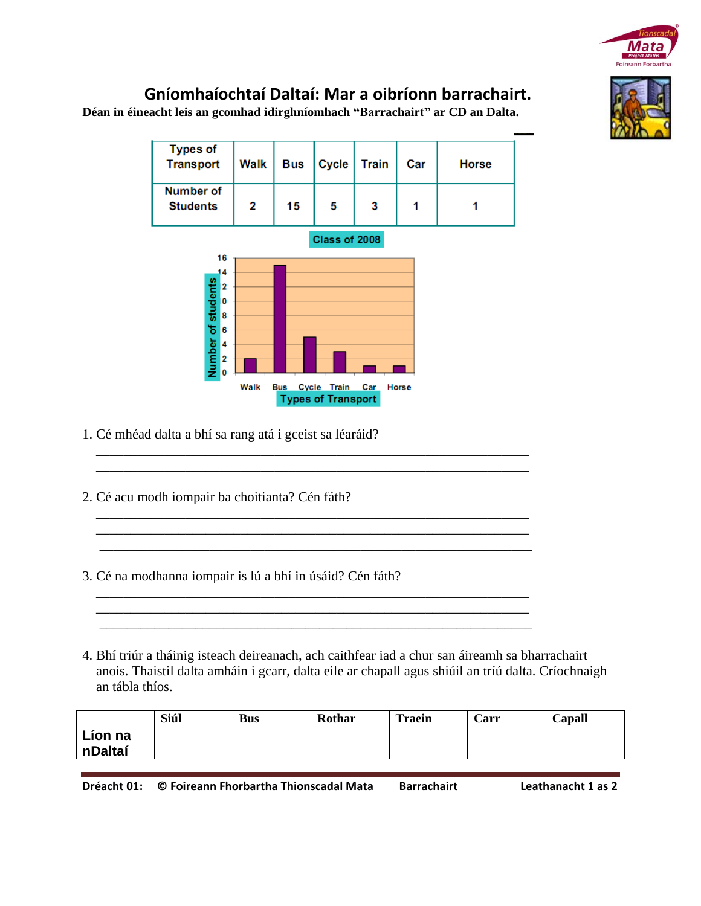# Gníomhaíochtaí Daltaí: Mar a oibríonn barrachairt.

**Déan in éineacht leis an gcomhad idirghníomhach "Barrachairt" ar CD an Dalta.**

| Types of Transport | Walk | Bus | Cycle | Train | Car | Horse |
|---|---|---|---|---|---|---|
| Number of Students | 2 | 15 | 5 | 3 | 1 | 1 |

1. Cé mhéad dalta a bhí sa rang atá i gceist sa léaráid?

   \_\_\_\_\_\_\_\_\_\_\_\_\_\_\_\_\_\_\_\_\_\_\_\_\_\_\_\_\_\_\_\_\_\_\_\_\_\_\_\_\_\_\_\_\_\_\_\_\_\_\_\_\_\_\_\_\_\_\_\_

   \_\_\_\_\_\_\_\_\_\_\_\_\_\_\_\_\_\_\_\_\_\_\_\_\_\_\_\_\_\_\_\_\_\_\_\_\_\_\_\_\_\_\_\_\_\_\_\_\_\_\_\_\_\_\_\_\_\_\_\_

2. Cé acu modh iompair ba choitianta? Cén fáth?

   \_\_\_\_\_\_\_\_\_\_\_\_\_\_\_\_\_\_\_\_\_\_\_\_\_\_\_\_\_\_\_\_\_\_\_\_\_\_\_\_\_\_\_\_\_\_\_\_\_\_\_\_\_\_\_\_\_\_\_\_

   \_\_\_\_\_\_\_\_\_\_\_\_\_\_\_\_\_\_\_\_\_\_\_\_\_\_\_\_\_\_\_\_\_\_\_\_\_\_\_\_\_\_\_\_\_\_\_\_\_\_\_\_\_\_\_\_\_\_\_\_

   \_\_\_\_\_\_\_\_\_\_\_\_\_\_\_\_\_\_\_\_\_\_\_\_\_\_\_\_\_\_\_\_\_\_\_\_\_\_\_\_\_\_\_\_\_\_\_\_\_\_\_\_\_\_\_\_\_\_\_\_

3. Cé na modhanna iompair is lú a bhí in úsáid? Cén fáth?

   \_\_\_\_\_\_\_\_\_\_\_\_\_\_\_\_\_\_\_\_\_\_\_\_\_\_\_\_\_\_\_\_\_\_\_\_\_\_\_\_\_\_\_\_\_\_\_\_\_\_\_\_\_\_\_\_\_\_\_\_

   \_\_\_\_\_\_\_\_\_\_\_\_\_\_\_\_\_\_\_\_\_\_\_\_\_\_\_\_\_\_\_\_\_\_\_\_\_\_\_\_\_\_\_\_\_\_\_\_\_\_\_\_\_\_\_\_\_\_\_\_

   \_\_\_\_\_\_\_\_\_\_\_\_\_\_\_\_\_\_\_\_\_\_\_\_\_\_\_\_\_\_\_\_\_\_\_\_\_\_\_\_\_\_\_\_\_\_\_\_\_\_\_\_\_\_\_\_\_\_\_\_

4. Bhí triúr a tháinig isteach deireanach, ach caithfear iad a chur san áireamh sa bharrachairt anois. Thaistil dalta amháin i gcarr, dalta eile ar chapall agus shiúil an tríú dalta. Críochnaigh an tábla thíos.

| | Siúl | Bus | Rothar | Traein | Carr | Capall |
|---|---|---|---|---|---|---|
| Líon na nDaltaí | | | | | | |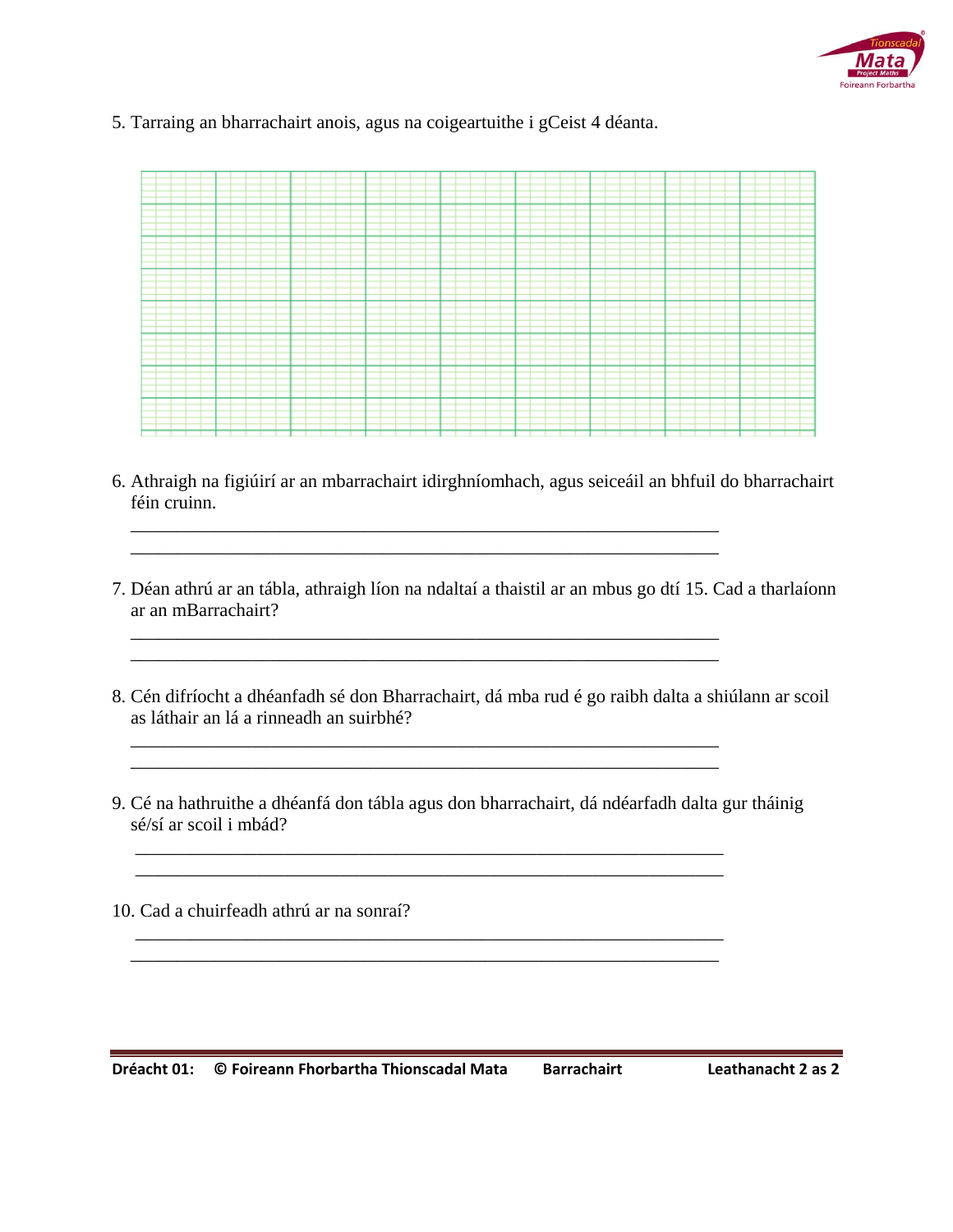5. Tarraing an bharrachairt anois, agus na coigeartuithe i gCeist 4 déanta.

6. Athraigh na figiúirí ar an mbarrachairt idirghníomhach, agus seiceáil an bhfuil do bharrachairt féin cruinn.

_______________________________________________________________

_______________________________________________________________

7. Déan athrú ar an tábla, athraigh líon na ndaltaí a thaistil ar an mbus go dtí 15. Cad a tharlaíonn ar an mBarrachairt?

_______________________________________________________________

_______________________________________________________________

8. Cén difríocht a dhéanfadh sé don Bharrachairt, dá mba rud é go raibh dalta a shiúlann ar scoil as láthair an lá a rinneadh an suirbhé?

_______________________________________________________________

_______________________________________________________________

9. Cé na hathruithe a dhéanfá don tábla agus don bharrachairt, dá ndéarfadh dalta gur tháinig sé/sí ar scoil i mbád?

_______________________________________________________________

_______________________________________________________________

10. Cad a chuirfeadh athrú ar na sonraí?

_______________________________________________________________

_______________________________________________________________